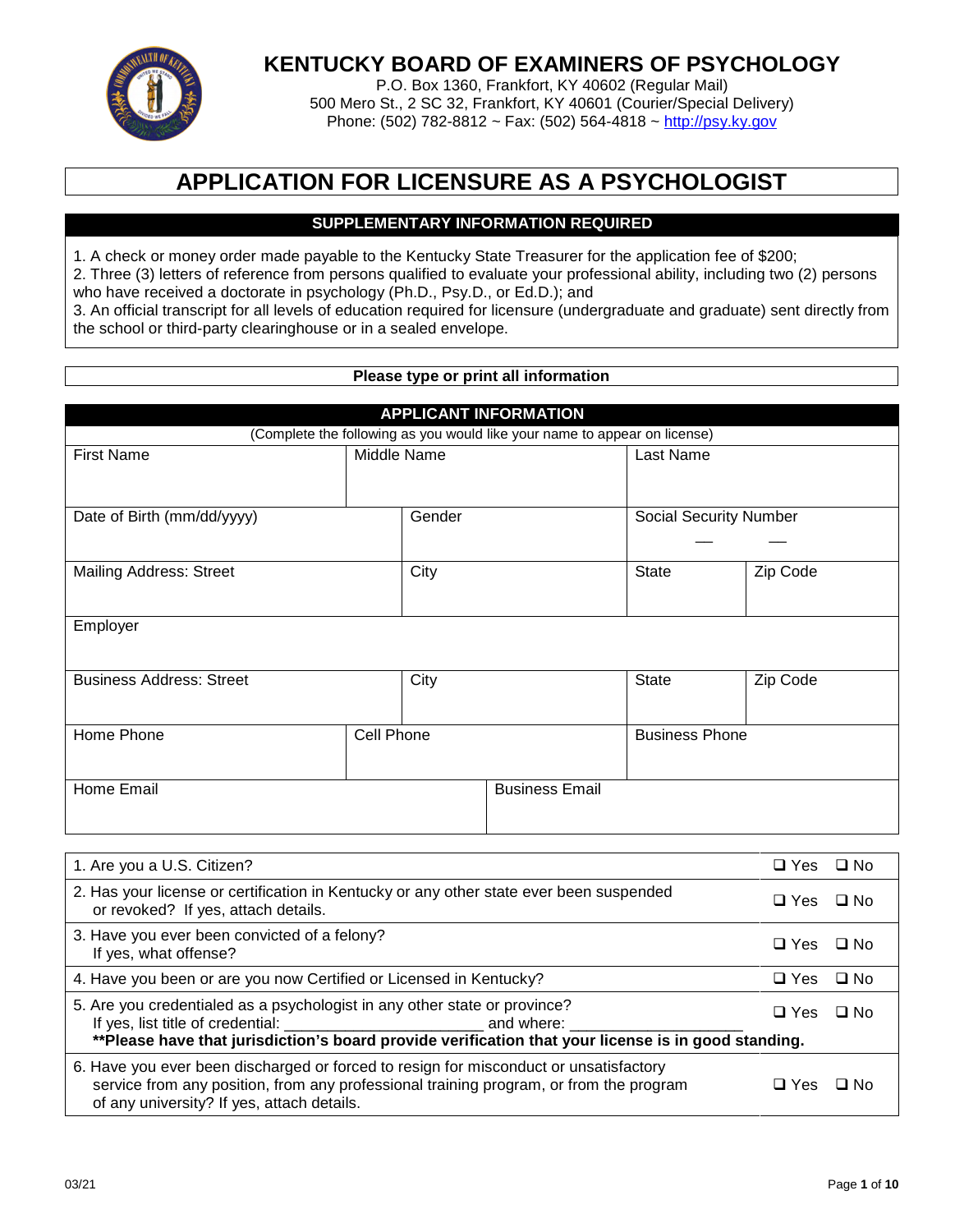# KENTUCKY BOARD OF EXAMINERS OF PSYCHOLOGY

P.O. Box 1360, Frankfort, KY 40602 (Regular Mail)
500 Mero St., 2 SC 32, Frankfort, KY 40601 (Courier/Special Delivery)
Phone: (502) 782-8812 ~ Fax: (502) 564-4818 ~ http://psy.ky.gov

## APPLICATION FOR LICENSURE AS A PSYCHOLOGIST

### SUPPLEMENTARY INFORMATION REQUIRED

1. A check or money order made payable to the Kentucky State Treasurer for the application fee of $200;
2. Three (3) letters of reference from persons qualified to evaluate your professional ability, including two (2) persons who have received a doctorate in psychology (Ph.D., Psy.D., or Ed.D.); and
3. An official transcript for all levels of education required for licensure (undergraduate and graduate) sent directly from the school or third-party clearinghouse or in a sealed envelope.

**Please type or print all information**

### APPLICANT INFORMATION

(Complete the following as you would like your name to appear on license)

| First Name | Middle Name | Last Name | |
|---|---|---|---|
| Date of Birth (mm/dd/yyyy) | Gender | Social Security Number — — | |
| Mailing Address: Street | City | State | Zip Code |
| Employer | | | |
| Business Address: Street | City | State | Zip Code |
| Home Phone | Cell Phone | Business Phone | |
| Home Email | Business Email | | |

| Question | Answer |
|---|---|
| 1. Are you a U.S. Citizen? | ❑ Yes ❑ No |
| 2. Has your license or certification in Kentucky or any other state ever been suspended or revoked? If yes, attach details. | ❑ Yes ❑ No |
| 3. Have you ever been convicted of a felony? If yes, what offense? | ❑ Yes ❑ No |
| 4. Have you been or are you now Certified or Licensed in Kentucky? | ❑ Yes ❑ No |
| 5. Are you credentialed as a psychologist in any other state or province? If yes, list title of credential: ______________________ and where: ___________________ **Please have that jurisdiction's board provide verification that your license is in good standing.** | ❑ Yes ❑ No |
| 6. Have you ever been discharged or forced to resign for misconduct or unsatisfactory service from any position, from any professional training program, or from the program of any university? If yes, attach details. | ❑ Yes ❑ No |

03/21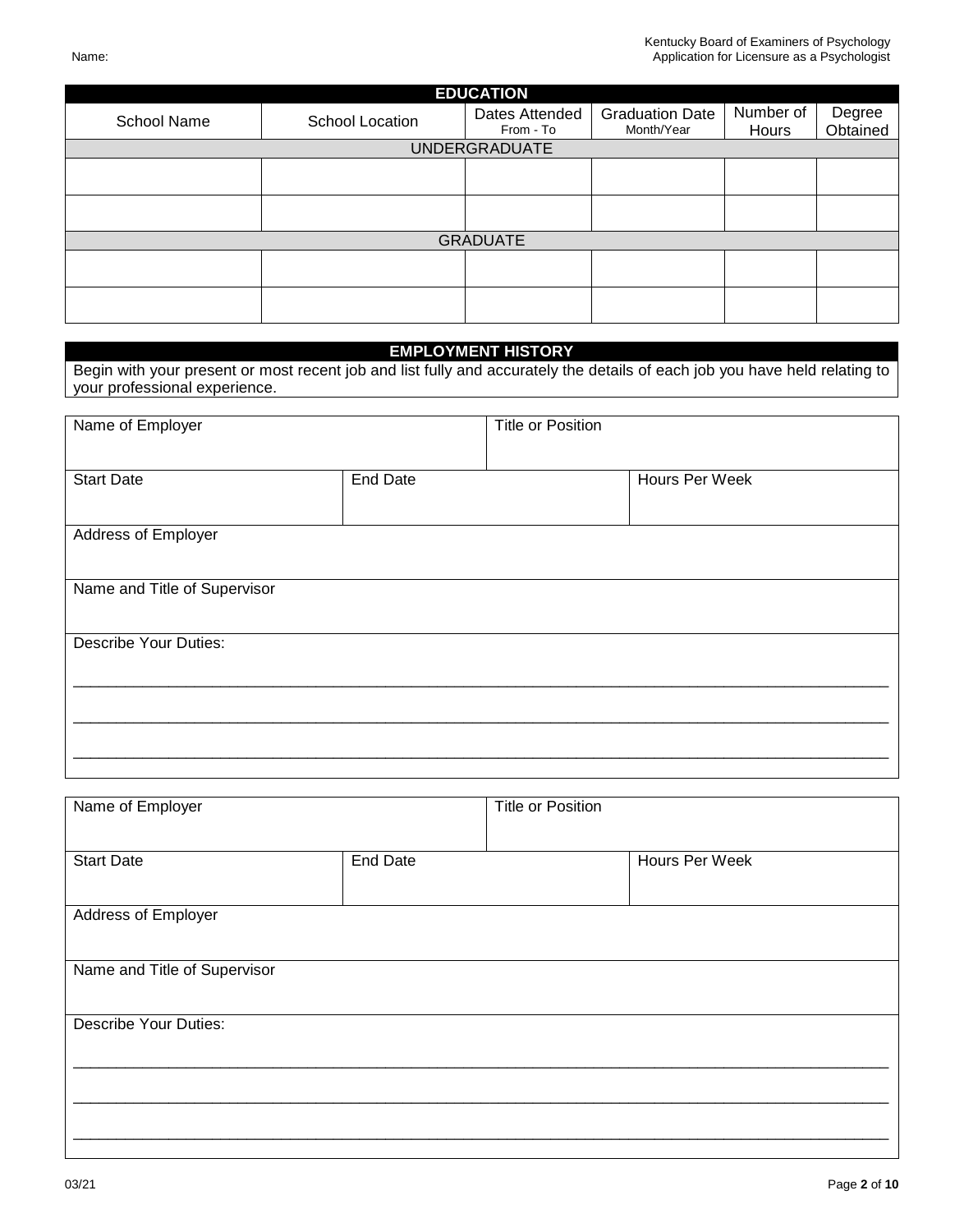Name:

## EDUCATION

| School Name | School Location | Dates Attended From - To | Graduation Date Month/Year | Number of Hours | Degree Obtained |
|---|---|---|---|---|---|
| **UNDERGRADUATE** | | | | | |
| | | | | | |
| | | | | | |
| **GRADUATE** | | | | | |
| | | | | | |
| | | | | | |

## EMPLOYMENT HISTORY

Begin with your present or most recent job and list fully and accurately the details of each job you have held relating to your professional experience.

| Name of Employer | | Title or Position |
|---|---|---|
| **Start Date** | **End Date** | **Hours Per Week** |
| | | |
| **Address of Employer** | | |
| | | |
| **Name and Title of Supervisor** | | |
| | | |

Describe Your Duties:

______________________________________________________________________________

______________________________________________________________________________

______________________________________________________________________________

| Name of Employer | | Title or Position |
|---|---|---|
| **Start Date** | **End Date** | **Hours Per Week** |
| | | |
| **Address of Employer** | | |
| | | |
| **Name and Title of Supervisor** | | |
| | | |

Describe Your Duties:

______________________________________________________________________________

______________________________________________________________________________

______________________________________________________________________________

03/21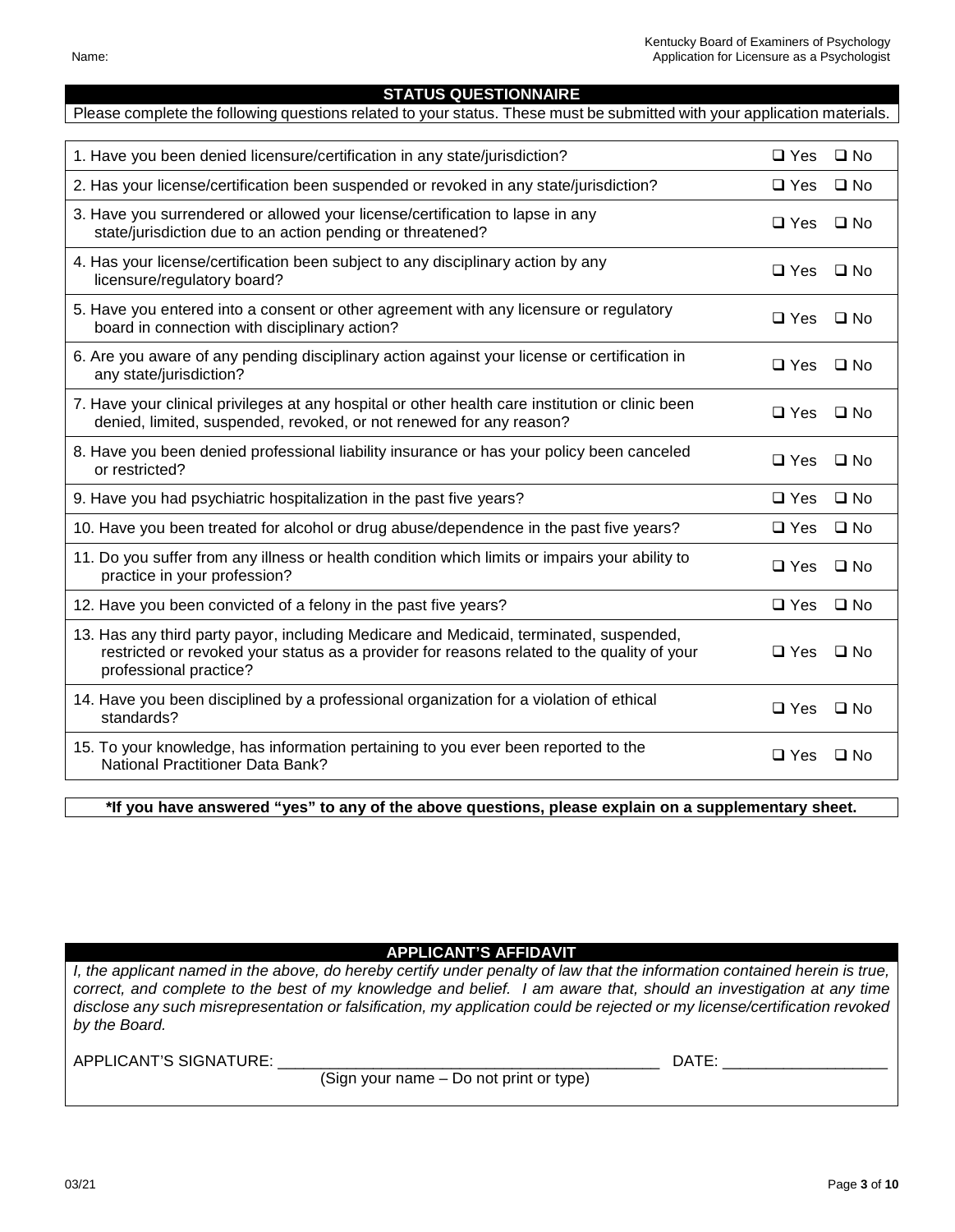Name:

## STATUS QUESTIONNAIRE

Please complete the following questions related to your status. These must be submitted with your application materials.

| Question | Yes | No |
|---|---|---|
| 1. Have you been denied licensure/certification in any state/jurisdiction? | ❑ Yes | ❑ No |
| 2. Has your license/certification been suspended or revoked in any state/jurisdiction? | ❑ Yes | ❑ No |
| 3. Have you surrendered or allowed your license/certification to lapse in any state/jurisdiction due to an action pending or threatened? | ❑ Yes | ❑ No |
| 4. Has your license/certification been subject to any disciplinary action by any licensure/regulatory board? | ❑ Yes | ❑ No |
| 5. Have you entered into a consent or other agreement with any licensure or regulatory board in connection with disciplinary action? | ❑ Yes | ❑ No |
| 6. Are you aware of any pending disciplinary action against your license or certification in any state/jurisdiction? | ❑ Yes | ❑ No |
| 7. Have your clinical privileges at any hospital or other health care institution or clinic been denied, limited, suspended, revoked, or not renewed for any reason? | ❑ Yes | ❑ No |
| 8. Have you been denied professional liability insurance or has your policy been canceled or restricted? | ❑ Yes | ❑ No |
| 9. Have you had psychiatric hospitalization in the past five years? | ❑ Yes | ❑ No |
| 10. Have you been treated for alcohol or drug abuse/dependence in the past five years? | ❑ Yes | ❑ No |
| 11. Do you suffer from any illness or health condition which limits or impairs your ability to practice in your profession? | ❑ Yes | ❑ No |
| 12. Have you been convicted of a felony in the past five years? | ❑ Yes | ❑ No |
| 13. Has any third party payor, including Medicare and Medicaid, terminated, suspended, restricted or revoked your status as a provider for reasons related to the quality of your professional practice? | ❑ Yes | ❑ No |
| 14. Have you been disciplined by a professional organization for a violation of ethical standards? | ❑ Yes | ❑ No |
| 15. To your knowledge, has information pertaining to you ever been reported to the National Practitioner Data Bank? | ❑ Yes | ❑ No |

**\*If you have answered “yes” to any of the above questions, please explain on a supplementary sheet.**

## APPLICANT’S AFFIDAVIT

*I, the applicant named in the above, do hereby certify under penalty of law that the information contained herein is true, correct, and complete to the best of my knowledge and belief. I am aware that, should an investigation at any time disclose any such misrepresentation or falsification, my application could be rejected or my license/certification revoked by the Board.*

APPLICANT’S SIGNATURE: ____________________________________________ DATE: __________________

(Sign your name – Do not print or type)

03/21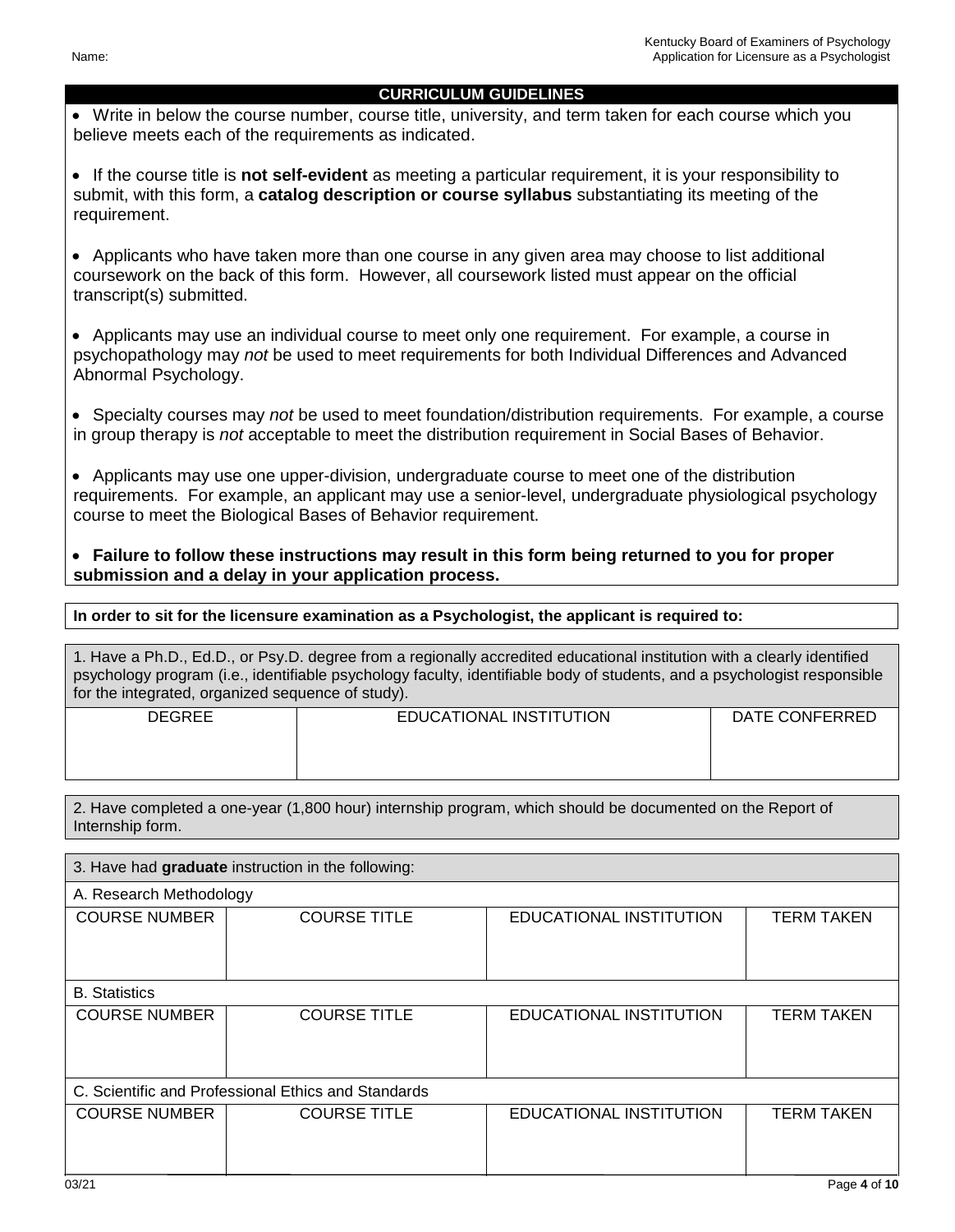Name:

## CURRICULUM GUIDELINES

- Write in below the course number, course title, university, and term taken for each course which you believe meets each of the requirements as indicated.
- If the course title is **not self-evident** as meeting a particular requirement, it is your responsibility to submit, with this form, a **catalog description or course syllabus** substantiating its meeting of the requirement.
- Applicants who have taken more than one course in any given area may choose to list additional coursework on the back of this form. However, all coursework listed must appear on the official transcript(s) submitted.
- Applicants may use an individual course to meet only one requirement. For example, a course in psychopathology may *not* be used to meet requirements for both Individual Differences and Advanced Abnormal Psychology.
- Specialty courses may *not* be used to meet foundation/distribution requirements. For example, a course in group therapy is *not* acceptable to meet the distribution requirement in Social Bases of Behavior.
- Applicants may use one upper-division, undergraduate course to meet one of the distribution requirements. For example, an applicant may use a senior-level, undergraduate physiological psychology course to meet the Biological Bases of Behavior requirement.
- **Failure to follow these instructions may result in this form being returned to you for proper submission and a delay in your application process.**

**In order to sit for the licensure examination as a Psychologist, the applicant is required to:**

1. Have a Ph.D., Ed.D., or Psy.D. degree from a regionally accredited educational institution with a clearly identified psychology program (i.e., identifiable psychology faculty, identifiable body of students, and a psychologist responsible for the integrated, organized sequence of study).

| DEGREE | EDUCATIONAL INSTITUTION | DATE CONFERRED |
|---|---|---|
| | | |

2. Have completed a one-year (1,800 hour) internship program, which should be documented on the Report of Internship form.

3. Have had **graduate** instruction in the following:

A. Research Methodology

| COURSE NUMBER | COURSE TITLE | EDUCATIONAL INSTITUTION | TERM TAKEN |
|---|---|---|---|
| | | | |

B. Statistics

| COURSE NUMBER | COURSE TITLE | EDUCATIONAL INSTITUTION | TERM TAKEN |
|---|---|---|---|
| | | | |

C. Scientific and Professional Ethics and Standards

| COURSE NUMBER | COURSE TITLE | EDUCATIONAL INSTITUTION | TERM TAKEN |
|---|---|---|---|
| | | | |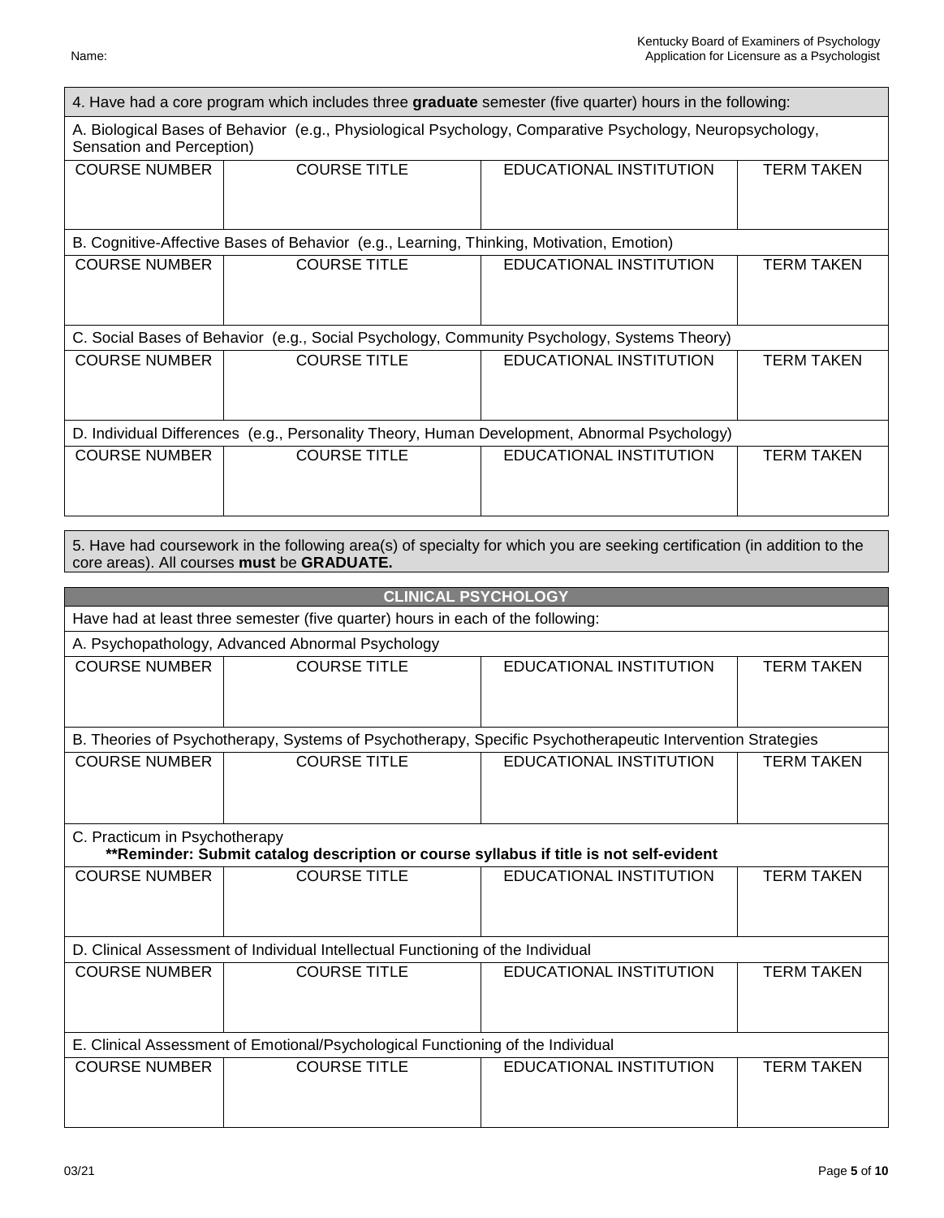Name:

4. Have had a core program which includes three **graduate** semester (five quarter) hours in the following:

A. Biological Bases of Behavior (e.g., Physiological Psychology, Comparative Psychology, Neuropsychology, Sensation and Perception)

| COURSE NUMBER | COURSE TITLE | EDUCATIONAL INSTITUTION | TERM TAKEN |
|---|---|---|---|
| | | | |

B. Cognitive-Affective Bases of Behavior (e.g., Learning, Thinking, Motivation, Emotion)

| COURSE NUMBER | COURSE TITLE | EDUCATIONAL INSTITUTION | TERM TAKEN |
|---|---|---|---|
| | | | |

C. Social Bases of Behavior (e.g., Social Psychology, Community Psychology, Systems Theory)

| COURSE NUMBER | COURSE TITLE | EDUCATIONAL INSTITUTION | TERM TAKEN |
|---|---|---|---|
| | | | |

D. Individual Differences (e.g., Personality Theory, Human Development, Abnormal Psychology)

| COURSE NUMBER | COURSE TITLE | EDUCATIONAL INSTITUTION | TERM TAKEN |
|---|---|---|---|
| | | | |

5. Have had coursework in the following area(s) of specialty for which you are seeking certification (in addition to the core areas). All courses **must** be **GRADUATE.**

## CLINICAL PSYCHOLOGY

Have had at least three semester (five quarter) hours in each of the following:

A. Psychopathology, Advanced Abnormal Psychology

| COURSE NUMBER | COURSE TITLE | EDUCATIONAL INSTITUTION | TERM TAKEN |
|---|---|---|---|
| | | | |

B. Theories of Psychotherapy, Systems of Psychotherapy, Specific Psychotherapeutic Intervention Strategies

| COURSE NUMBER | COURSE TITLE | EDUCATIONAL INSTITUTION | TERM TAKEN |
|---|---|---|---|
| | | | |

C. Practicum in Psychotherapy
**\*\*Reminder: Submit catalog description or course syllabus if title is not self-evident**

| COURSE NUMBER | COURSE TITLE | EDUCATIONAL INSTITUTION | TERM TAKEN |
|---|---|---|---|
| | | | |

D. Clinical Assessment of Individual Intellectual Functioning of the Individual

| COURSE NUMBER | COURSE TITLE | EDUCATIONAL INSTITUTION | TERM TAKEN |
|---|---|---|---|
| | | | |

E. Clinical Assessment of Emotional/Psychological Functioning of the Individual

| COURSE NUMBER | COURSE TITLE | EDUCATIONAL INSTITUTION | TERM TAKEN |
|---|---|---|---|
| | | | |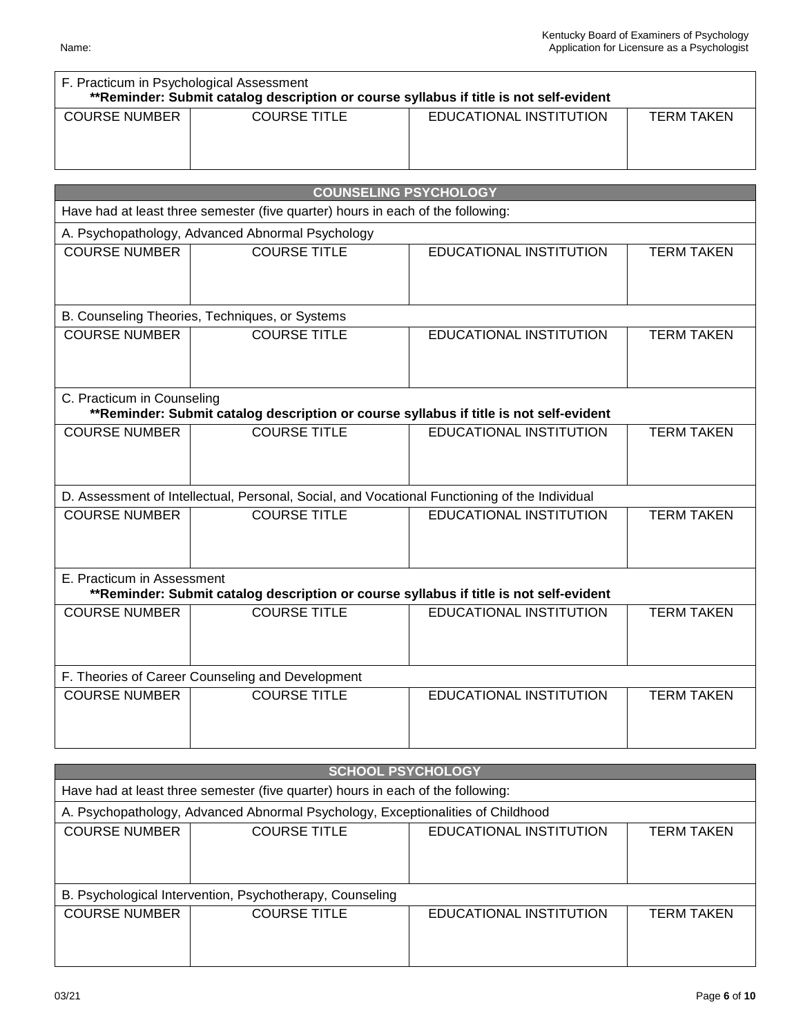Name:

F. Practicum in Psychological Assessment
**\*\*Reminder: Submit catalog description or course syllabus if title is not self-evident**

| COURSE NUMBER | COURSE TITLE | EDUCATIONAL INSTITUTION | TERM TAKEN |
|---|---|---|---|
| | | | |

## COUNSELING PSYCHOLOGY

Have had at least three semester (five quarter) hours in each of the following:

A. Psychopathology, Advanced Abnormal Psychology

| COURSE NUMBER | COURSE TITLE | EDUCATIONAL INSTITUTION | TERM TAKEN |
|---|---|---|---|
| | | | |

B. Counseling Theories, Techniques, or Systems

| COURSE NUMBER | COURSE TITLE | EDUCATIONAL INSTITUTION | TERM TAKEN |
|---|---|---|---|
| | | | |

C. Practicum in Counseling
**\*\*Reminder: Submit catalog description or course syllabus if title is not self-evident**

| COURSE NUMBER | COURSE TITLE | EDUCATIONAL INSTITUTION | TERM TAKEN |
|---|---|---|---|
| | | | |

D. Assessment of Intellectual, Personal, Social, and Vocational Functioning of the Individual

| COURSE NUMBER | COURSE TITLE | EDUCATIONAL INSTITUTION | TERM TAKEN |
|---|---|---|---|
| | | | |

E. Practicum in Assessment
**\*\*Reminder: Submit catalog description or course syllabus if title is not self-evident**

| COURSE NUMBER | COURSE TITLE | EDUCATIONAL INSTITUTION | TERM TAKEN |
|---|---|---|---|
| | | | |

F. Theories of Career Counseling and Development

| COURSE NUMBER | COURSE TITLE | EDUCATIONAL INSTITUTION | TERM TAKEN |
|---|---|---|---|
| | | | |

## SCHOOL PSYCHOLOGY

Have had at least three semester (five quarter) hours in each of the following:

A. Psychopathology, Advanced Abnormal Psychology, Exceptionalities of Childhood

| COURSE NUMBER | COURSE TITLE | EDUCATIONAL INSTITUTION | TERM TAKEN |
|---|---|---|---|
| | | | |

B. Psychological Intervention, Psychotherapy, Counseling

| COURSE NUMBER | COURSE TITLE | EDUCATIONAL INSTITUTION | TERM TAKEN |
|---|---|---|---|
| | | | |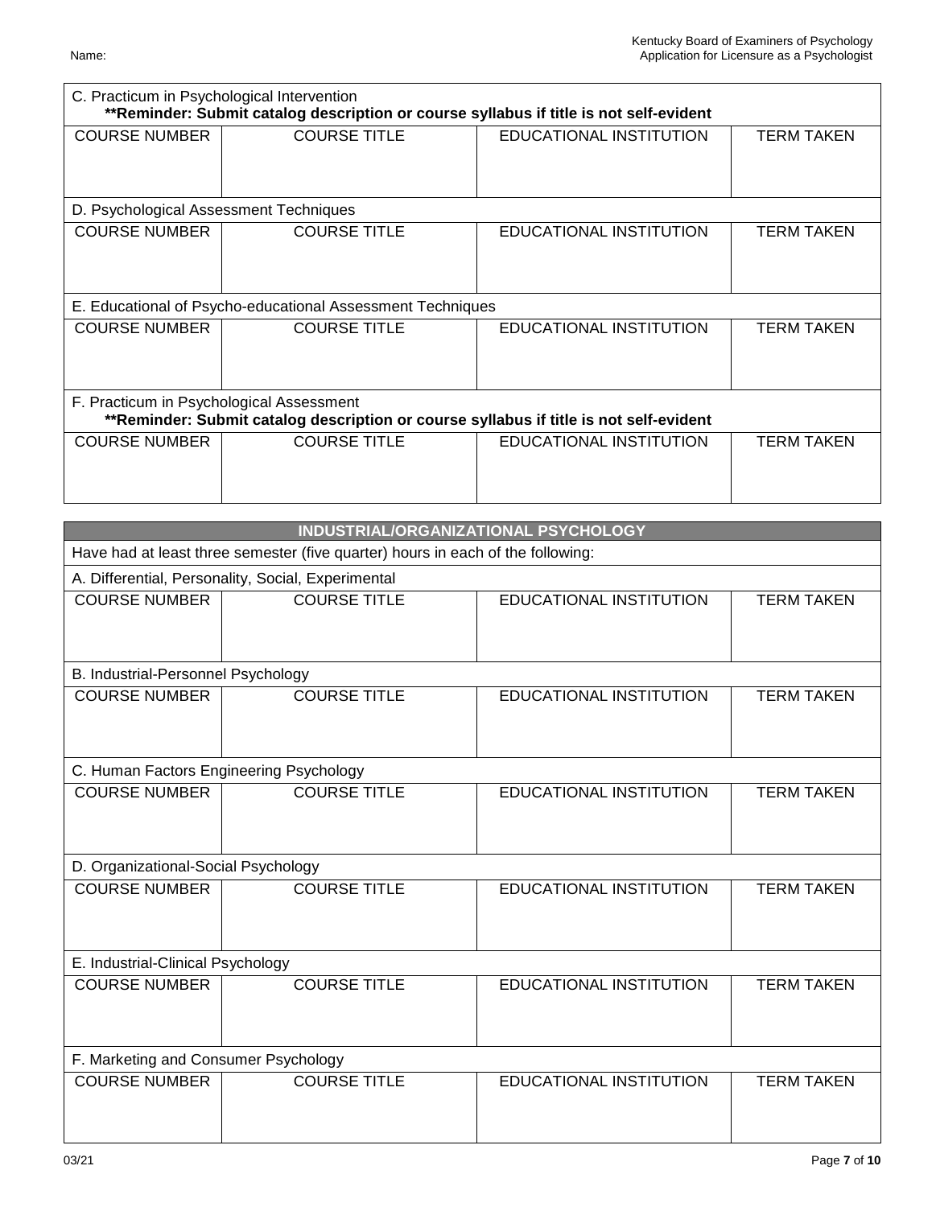Name:

| C. Practicum in Psychological Intervention<br>**\*\*Reminder: Submit catalog description or course syllabus if title is not self-evident** | | | |
|---|---|---|---|
| COURSE NUMBER | COURSE TITLE | EDUCATIONAL INSTITUTION | TERM TAKEN |
| | | | |

| D. Psychological Assessment Techniques | | | |
|---|---|---|---|
| COURSE NUMBER | COURSE TITLE | EDUCATIONAL INSTITUTION | TERM TAKEN |
| | | | |

| E. Educational of Psycho-educational Assessment Techniques | | | |
|---|---|---|---|
| COURSE NUMBER | COURSE TITLE | EDUCATIONAL INSTITUTION | TERM TAKEN |
| | | | |

| F. Practicum in Psychological Assessment<br>**\*\*Reminder: Submit catalog description or course syllabus if title is not self-evident** | | | |
|---|---|---|---|
| COURSE NUMBER | COURSE TITLE | EDUCATIONAL INSTITUTION | TERM TAKEN |
| | | | |

## INDUSTRIAL/ORGANIZATIONAL PSYCHOLOGY

Have had at least three semester (five quarter) hours in each of the following:

| A. Differential, Personality, Social, Experimental | | | |
|---|---|---|---|
| COURSE NUMBER | COURSE TITLE | EDUCATIONAL INSTITUTION | TERM TAKEN |
| | | | |

| B. Industrial-Personnel Psychology | | | |
|---|---|---|---|
| COURSE NUMBER | COURSE TITLE | EDUCATIONAL INSTITUTION | TERM TAKEN |
| | | | |

| C. Human Factors Engineering Psychology | | | |
|---|---|---|---|
| COURSE NUMBER | COURSE TITLE | EDUCATIONAL INSTITUTION | TERM TAKEN |
| | | | |

| D. Organizational-Social Psychology | | | |
|---|---|---|---|
| COURSE NUMBER | COURSE TITLE | EDUCATIONAL INSTITUTION | TERM TAKEN |
| | | | |

| E. Industrial-Clinical Psychology | | | |
|---|---|---|---|
| COURSE NUMBER | COURSE TITLE | EDUCATIONAL INSTITUTION | TERM TAKEN |
| | | | |

| F. Marketing and Consumer Psychology | | | |
|---|---|---|---|
| COURSE NUMBER | COURSE TITLE | EDUCATIONAL INSTITUTION | TERM TAKEN |
| | | | |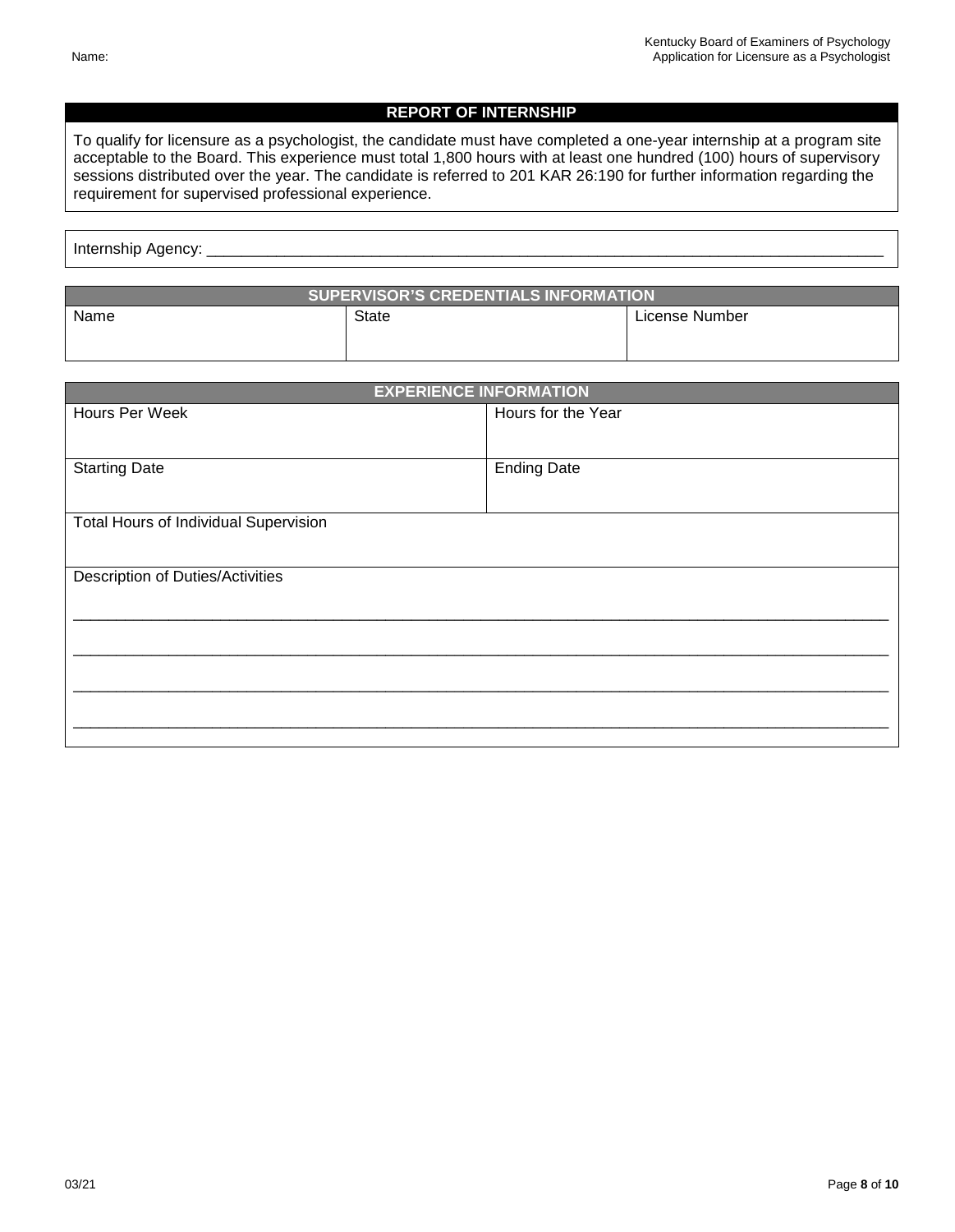## REPORT OF INTERNSHIP

To qualify for licensure as a psychologist, the candidate must have completed a one-year internship at a program site acceptable to the Board. This experience must total 1,800 hours with at least one hundred (100) hours of supervisory sessions distributed over the year. The candidate is referred to 201 KAR 26:190 for further information regarding the requirement for supervised professional experience.

Internship Agency: ___________________________________________________________________________

| SUPERVISOR'S CREDENTIALS INFORMATION | | |
|---|---|---|
| Name | State | License Number |

| EXPERIENCE INFORMATION | |
|---|---|
| Hours Per Week | Hours for the Year |
| Starting Date | Ending Date |
| Total Hours of Individual Supervision | |
| Description of Duties/Activities | |

____________________________________________________________________________________________

____________________________________________________________________________________________

____________________________________________________________________________________________

____________________________________________________________________________________________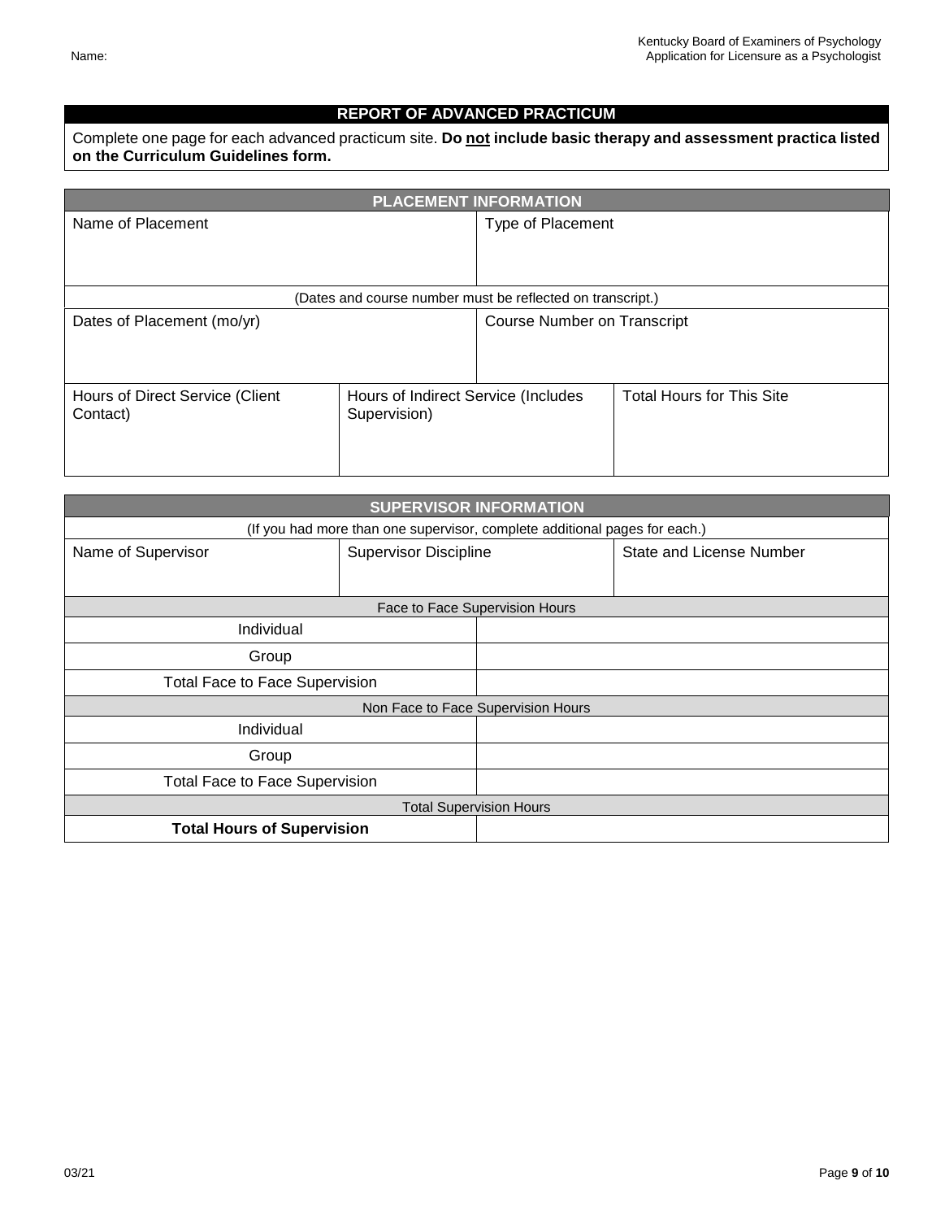Name:

## REPORT OF ADVANCED PRACTICUM

Complete one page for each advanced practicum site. **Do not include basic therapy and assessment practica listed on the Curriculum Guidelines form.**

| PLACEMENT INFORMATION | | |
|---|---|---|
| Name of Placement | Type of Placement | |
| (Dates and course number must be reflected on transcript.) | | |
| Dates of Placement (mo/yr) | Course Number on Transcript | |
| Hours of Direct Service (Client Contact) | Hours of Indirect Service (Includes Supervision) | Total Hours for This Site |

| SUPERVISOR INFORMATION | | |
|---|---|---|
| (If you had more than one supervisor, complete additional pages for each.) | | |
| Name of Supervisor | Supervisor Discipline | State and License Number |
| Face to Face Supervision Hours | | |
| Individual | | |
| Group | | |
| Total Face to Face Supervision | | |
| Non Face to Face Supervision Hours | | |
| Individual | | |
| Group | | |
| Total Face to Face Supervision | | |
| Total Supervision Hours | | |
| **Total Hours of Supervision** | | |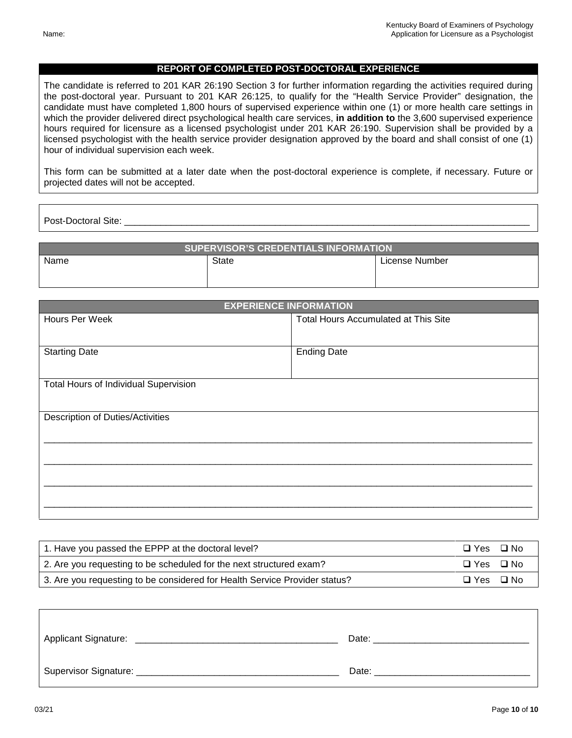Name:

## REPORT OF COMPLETED POST-DOCTORAL EXPERIENCE

The candidate is referred to 201 KAR 26:190 Section 3 for further information regarding the activities required during the post-doctoral year. Pursuant to 201 KAR 26:125, to qualify for the "Health Service Provider" designation, the candidate must have completed 1,800 hours of supervised experience within one (1) or more health care settings in which the provider delivered direct psychological health care services, **in addition to** the 3,600 supervised experience hours required for licensure as a licensed psychologist under 201 KAR 26:190. Supervision shall be provided by a licensed psychologist with the health service provider designation approved by the board and shall consist of one (1) hour of individual supervision each week.

This form can be submitted at a later date when the post-doctoral experience is complete, if necessary. Future or projected dates will not be accepted.

Post-Doctoral Site: ______________________________________________________________________________

### SUPERVISOR'S CREDENTIALS INFORMATION

| Name | State | License Number |
|---|---|---|
| | | |

### EXPERIENCE INFORMATION

| Hours Per Week | Total Hours Accumulated at This Site |
|---|---|
| | |
| Starting Date | Ending Date |
| | |
| Total Hours of Individual Supervision | |
| | |

Description of Duties/Activities

_____________________________________________________________________________________________

_____________________________________________________________________________________________

_____________________________________________________________________________________________

_____________________________________________________________________________________________

| | |
|---|---|
| 1. Have you passed the EPPP at the doctoral level? | ❑ Yes ❑ No |
| 2. Are you requesting to be scheduled for the next structured exam? | ❑ Yes ❑ No |
| 3. Are you requesting to be considered for Health Service Provider status? | ❑ Yes ❑ No |

Applicant Signature: ________________________________________ Date: ______________________________

Supervisor Signature: ________________________________________ Date: ______________________________

03/21